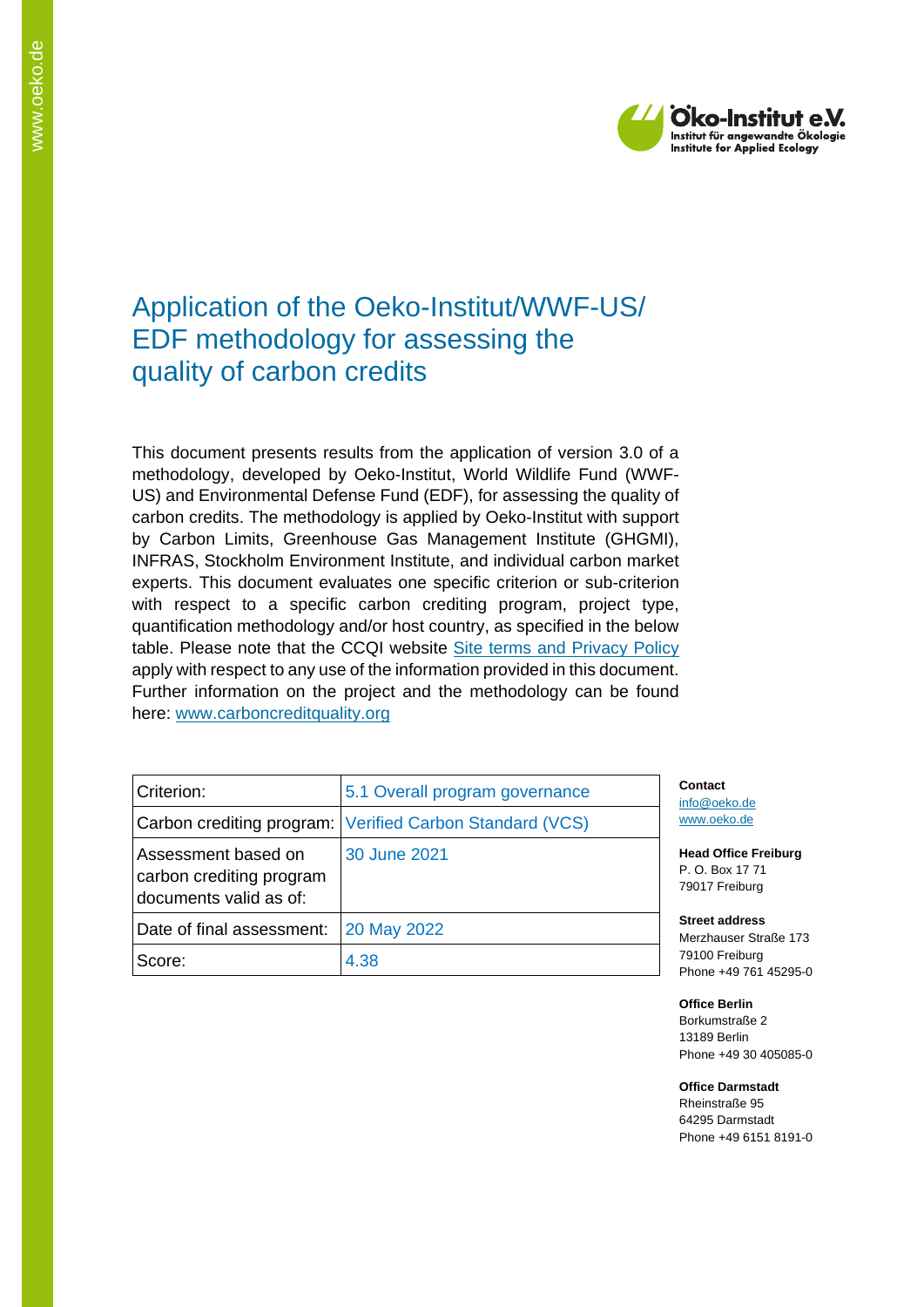Öko-Institut e.V.
Institut für angewandte Ökologie
Institute for Applied Ecology

# Application of the Oeko-Institut/WWF-US/ EDF methodology for assessing the quality of carbon credits

This document presents results from the application of version 3.0 of a methodology, developed by Oeko-Institut, World Wildlife Fund (WWF-US) and Environmental Defense Fund (EDF), for assessing the quality of carbon credits. The methodology is applied by Oeko-Institut with support by Carbon Limits, Greenhouse Gas Management Institute (GHGMI), INFRAS, Stockholm Environment Institute, and individual carbon market experts. This document evaluates one specific criterion or sub-criterion with respect to a specific carbon crediting program, project type, quantification methodology and/or host country, as specified in the below table. Please note that the CCQI website [Site terms and Privacy Policy](#) apply with respect to any use of the information provided in this document. Further information on the project and the methodology can be found here: [www.carboncreditquality.org](http://www.carboncreditquality.org)

| Criterion: | 5.1 Overall program governance |
|---|---|
| Carbon crediting program: | Verified Carbon Standard (VCS) |
| Assessment based on carbon crediting program documents valid as of: | 30 June 2021 |
| Date of final assessment: | 20 May 2022 |
| Score: | 4.38 |

**Contact**
info@oeko.de
www.oeko.de

**Head Office Freiburg**
P. O. Box 17 71
79017 Freiburg

**Street address**
Merzhauser Straße 173
79100 Freiburg
Phone +49 761 45295-0

**Office Berlin**
Borkumstraße 2
13189 Berlin
Phone +49 30 405085-0

**Office Darmstadt**
Rheinstraße 95
64295 Darmstadt
Phone +49 6151 8191-0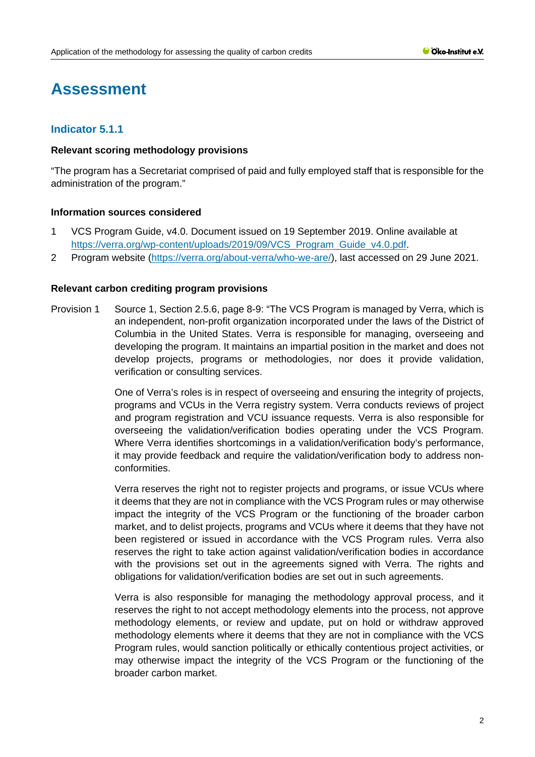# Assessment

## Indicator 5.1.1

**Relevant scoring methodology provisions**

"The program has a Secretariat comprised of paid and fully employed staff that is responsible for the administration of the program."

**Information sources considered**

1 VCS Program Guide, v4.0. Document issued on 19 September 2019. Online available at https://verra.org/wp-content/uploads/2019/09/VCS_Program_Guide_v4.0.pdf.

2 Program website (https://verra.org/about-verra/who-we-are/), last accessed on 29 June 2021.

**Relevant carbon crediting program provisions**

Provision 1 Source 1, Section 2.5.6, page 8-9: "The VCS Program is managed by Verra, which is an independent, non-profit organization incorporated under the laws of the District of Columbia in the United States. Verra is responsible for managing, overseeing and developing the program. It maintains an impartial position in the market and does not develop projects, programs or methodologies, nor does it provide validation, verification or consulting services.

One of Verra's roles is in respect of overseeing and ensuring the integrity of projects, programs and VCUs in the Verra registry system. Verra conducts reviews of project and program registration and VCU issuance requests. Verra is also responsible for overseeing the validation/verification bodies operating under the VCS Program. Where Verra identifies shortcomings in a validation/verification body's performance, it may provide feedback and require the validation/verification body to address non-conformities.

Verra reserves the right not to register projects and programs, or issue VCUs where it deems that they are not in compliance with the VCS Program rules or may otherwise impact the integrity of the VCS Program or the functioning of the broader carbon market, and to delist projects, programs and VCUs where it deems that they have not been registered or issued in accordance with the VCS Program rules. Verra also reserves the right to take action against validation/verification bodies in accordance with the provisions set out in the agreements signed with Verra. The rights and obligations for validation/verification bodies are set out in such agreements.

Verra is also responsible for managing the methodology approval process, and it reserves the right to not accept methodology elements into the process, not approve methodology elements, or review and update, put on hold or withdraw approved methodology elements where it deems that they are not in compliance with the VCS Program rules, would sanction politically or ethically contentious project activities, or may otherwise impact the integrity of the VCS Program or the functioning of the broader carbon market.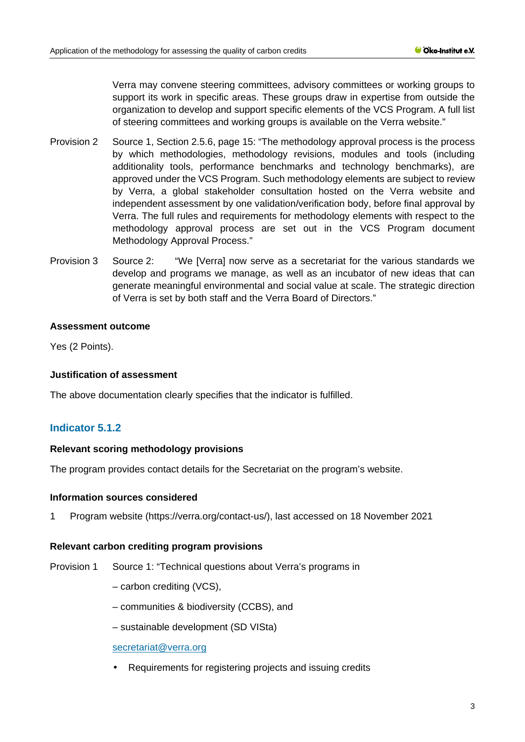Verra may convene steering committees, advisory committees or working groups to support its work in specific areas. These groups draw in expertise from outside the organization to develop and support specific elements of the VCS Program. A full list of steering committees and working groups is available on the Verra website."

Provision 2 Source 1, Section 2.5.6, page 15: "The methodology approval process is the process by which methodologies, methodology revisions, modules and tools (including additionality tools, performance benchmarks and technology benchmarks), are approved under the VCS Program. Such methodology elements are subject to review by Verra, a global stakeholder consultation hosted on the Verra website and independent assessment by one validation/verification body, before final approval by Verra. The full rules and requirements for methodology elements with respect to the methodology approval process are set out in the VCS Program document Methodology Approval Process."

Provision 3 Source 2: "We [Verra] now serve as a secretariat for the various standards we develop and programs we manage, as well as an incubator of new ideas that can generate meaningful environmental and social value at scale. The strategic direction of Verra is set by both staff and the Verra Board of Directors."

**Assessment outcome**

Yes (2 Points).

**Justification of assessment**

The above documentation clearly specifies that the indicator is fulfilled.

## Indicator 5.1.2

**Relevant scoring methodology provisions**

The program provides contact details for the Secretariat on the program's website.

**Information sources considered**

1 Program website (https://verra.org/contact-us/), last accessed on 18 November 2021

**Relevant carbon crediting program provisions**

Provision 1 Source 1: "Technical questions about Verra's programs in

– carbon crediting (VCS),

– communities & biodiversity (CCBS), and

– sustainable development (SD VISta)

secretariat@verra.org

- Requirements for registering projects and issuing credits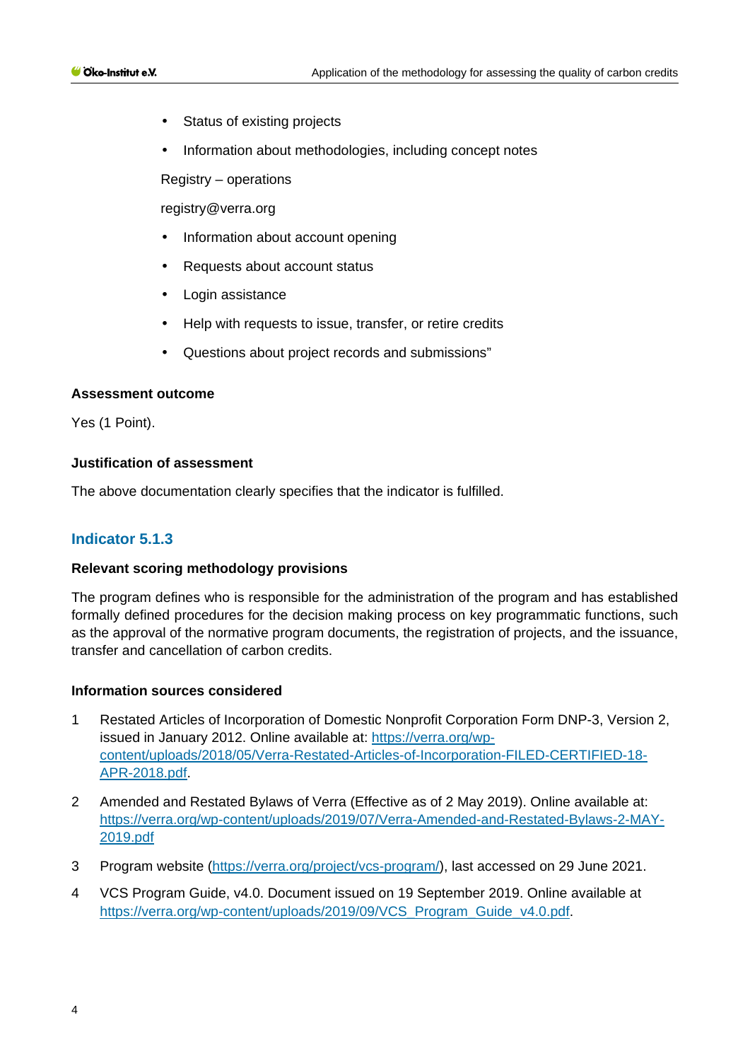- Status of existing projects
- Information about methodologies, including concept notes

Registry – operations

registry@verra.org

- Information about account opening
- Requests about account status
- Login assistance
- Help with requests to issue, transfer, or retire credits
- Questions about project records and submissions"

**Assessment outcome**

Yes (1 Point).

**Justification of assessment**

The above documentation clearly specifies that the indicator is fulfilled.

## Indicator 5.1.3

**Relevant scoring methodology provisions**

The program defines who is responsible for the administration of the program and has established formally defined procedures for the decision making process on key programmatic functions, such as the approval of the normative program documents, the registration of projects, and the issuance, transfer and cancellation of carbon credits.

**Information sources considered**

1. Restated Articles of Incorporation of Domestic Nonprofit Corporation Form DNP-3, Version 2, issued in January 2012. Online available at: https://verra.org/wp-content/uploads/2018/05/Verra-Restated-Articles-of-Incorporation-FILED-CERTIFIED-18-APR-2018.pdf.
2. Amended and Restated Bylaws of Verra (Effective as of 2 May 2019). Online available at: https://verra.org/wp-content/uploads/2019/07/Verra-Amended-and-Restated-Bylaws-2-MAY-2019.pdf
3. Program website (https://verra.org/project/vcs-program/), last accessed on 29 June 2021.
4. VCS Program Guide, v4.0. Document issued on 19 September 2019. Online available at https://verra.org/wp-content/uploads/2019/09/VCS_Program_Guide_v4.0.pdf.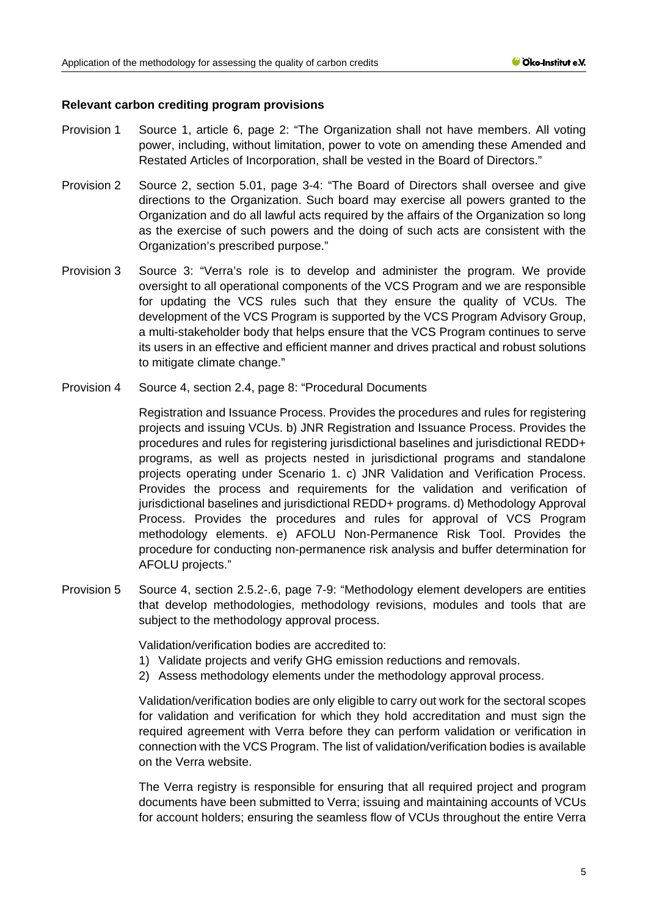**Relevant carbon crediting program provisions**

Provision 1 Source 1, article 6, page 2: "The Organization shall not have members. All voting power, including, without limitation, power to vote on amending these Amended and Restated Articles of Incorporation, shall be vested in the Board of Directors."

Provision 2 Source 2, section 5.01, page 3-4: "The Board of Directors shall oversee and give directions to the Organization. Such board may exercise all powers granted to the Organization and do all lawful acts required by the affairs of the Organization so long as the exercise of such powers and the doing of such acts are consistent with the Organization's prescribed purpose."

Provision 3 Source 3: "Verra's role is to develop and administer the program. We provide oversight to all operational components of the VCS Program and we are responsible for updating the VCS rules such that they ensure the quality of VCUs. The development of the VCS Program is supported by the VCS Program Advisory Group, a multi-stakeholder body that helps ensure that the VCS Program continues to serve its users in an effective and efficient manner and drives practical and robust solutions to mitigate climate change."

Provision 4 Source 4, section 2.4, page 8: "Procedural Documents

Registration and Issuance Process. Provides the procedures and rules for registering projects and issuing VCUs. b) JNR Registration and Issuance Process. Provides the procedures and rules for registering jurisdictional baselines and jurisdictional REDD+ programs, as well as projects nested in jurisdictional programs and standalone projects operating under Scenario 1. c) JNR Validation and Verification Process. Provides the process and requirements for the validation and verification of jurisdictional baselines and jurisdictional REDD+ programs. d) Methodology Approval Process. Provides the procedures and rules for approval of VCS Program methodology elements. e) AFOLU Non-Permanence Risk Tool. Provides the procedure for conducting non-permanence risk analysis and buffer determination for AFOLU projects."

Provision 5 Source 4, section 2.5.2-.6, page 7-9: "Methodology element developers are entities that develop methodologies, methodology revisions, modules and tools that are subject to the methodology approval process.

Validation/verification bodies are accredited to:

1) Validate projects and verify GHG emission reductions and removals.
2) Assess methodology elements under the methodology approval process.

Validation/verification bodies are only eligible to carry out work for the sectoral scopes for validation and verification for which they hold accreditation and must sign the required agreement with Verra before they can perform validation or verification in connection with the VCS Program. The list of validation/verification bodies is available on the Verra website.

The Verra registry is responsible for ensuring that all required project and program documents have been submitted to Verra; issuing and maintaining accounts of VCUs for account holders; ensuring the seamless flow of VCUs throughout the entire Verra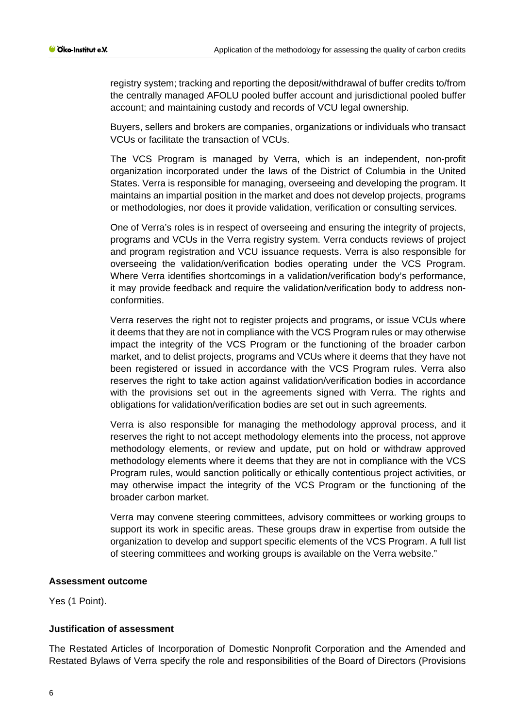registry system; tracking and reporting the deposit/withdrawal of buffer credits to/from the centrally managed AFOLU pooled buffer account and jurisdictional pooled buffer account; and maintaining custody and records of VCU legal ownership.

Buyers, sellers and brokers are companies, organizations or individuals who transact VCUs or facilitate the transaction of VCUs.

The VCS Program is managed by Verra, which is an independent, non-profit organization incorporated under the laws of the District of Columbia in the United States. Verra is responsible for managing, overseeing and developing the program. It maintains an impartial position in the market and does not develop projects, programs or methodologies, nor does it provide validation, verification or consulting services.

One of Verra's roles is in respect of overseeing and ensuring the integrity of projects, programs and VCUs in the Verra registry system. Verra conducts reviews of project and program registration and VCU issuance requests. Verra is also responsible for overseeing the validation/verification bodies operating under the VCS Program. Where Verra identifies shortcomings in a validation/verification body's performance, it may provide feedback and require the validation/verification body to address non-conformities.

Verra reserves the right not to register projects and programs, or issue VCUs where it deems that they are not in compliance with the VCS Program rules or may otherwise impact the integrity of the VCS Program or the functioning of the broader carbon market, and to delist projects, programs and VCUs where it deems that they have not been registered or issued in accordance with the VCS Program rules. Verra also reserves the right to take action against validation/verification bodies in accordance with the provisions set out in the agreements signed with Verra. The rights and obligations for validation/verification bodies are set out in such agreements.

Verra is also responsible for managing the methodology approval process, and it reserves the right to not accept methodology elements into the process, not approve methodology elements, or review and update, put on hold or withdraw approved methodology elements where it deems that they are not in compliance with the VCS Program rules, would sanction politically or ethically contentious project activities, or may otherwise impact the integrity of the VCS Program or the functioning of the broader carbon market.

Verra may convene steering committees, advisory committees or working groups to support its work in specific areas. These groups draw in expertise from outside the organization to develop and support specific elements of the VCS Program. A full list of steering committees and working groups is available on the Verra website."

**Assessment outcome**

Yes (1 Point).

**Justification of assessment**

The Restated Articles of Incorporation of Domestic Nonprofit Corporation and the Amended and Restated Bylaws of Verra specify the role and responsibilities of the Board of Directors (Provisions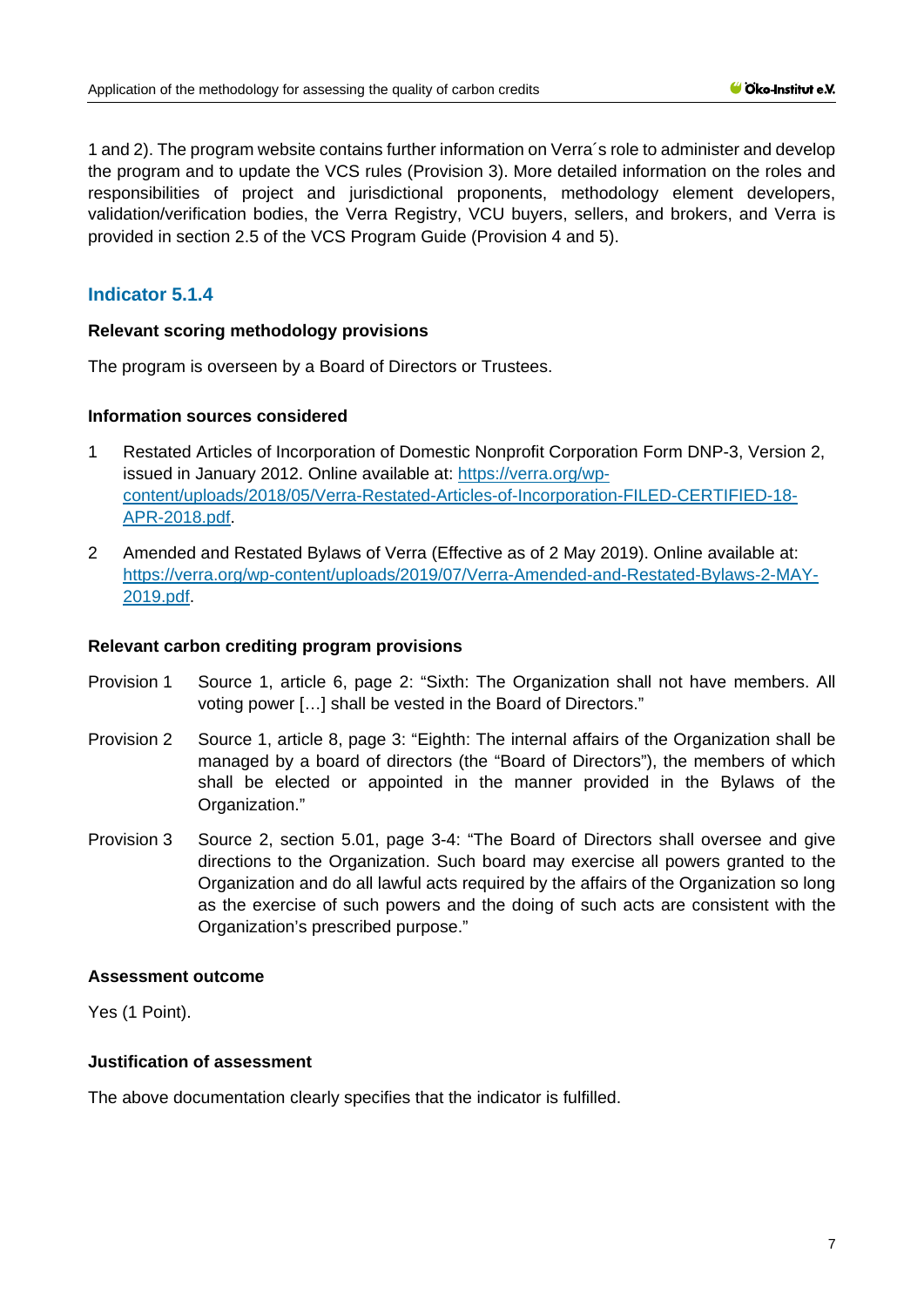1 and 2). The program website contains further information on Verra´s role to administer and develop the program and to update the VCS rules (Provision 3). More detailed information on the roles and responsibilities of project and jurisdictional proponents, methodology element developers, validation/verification bodies, the Verra Registry, VCU buyers, sellers, and brokers, and Verra is provided in section 2.5 of the VCS Program Guide (Provision 4 and 5).

## Indicator 5.1.4

**Relevant scoring methodology provisions**

The program is overseen by a Board of Directors or Trustees.

**Information sources considered**

1. Restated Articles of Incorporation of Domestic Nonprofit Corporation Form DNP-3, Version 2, issued in January 2012. Online available at: https://verra.org/wp-content/uploads/2018/05/Verra-Restated-Articles-of-Incorporation-FILED-CERTIFIED-18-APR-2018.pdf.
2. Amended and Restated Bylaws of Verra (Effective as of 2 May 2019). Online available at: https://verra.org/wp-content/uploads/2019/07/Verra-Amended-and-Restated-Bylaws-2-MAY-2019.pdf.

**Relevant carbon crediting program provisions**

Provision 1 Source 1, article 6, page 2: "Sixth: The Organization shall not have members. All voting power […] shall be vested in the Board of Directors."

Provision 2 Source 1, article 8, page 3: "Eighth: The internal affairs of the Organization shall be managed by a board of directors (the "Board of Directors"), the members of which shall be elected or appointed in the manner provided in the Bylaws of the Organization."

Provision 3 Source 2, section 5.01, page 3-4: "The Board of Directors shall oversee and give directions to the Organization. Such board may exercise all powers granted to the Organization and do all lawful acts required by the affairs of the Organization so long as the exercise of such powers and the doing of such acts are consistent with the Organization's prescribed purpose."

**Assessment outcome**

Yes (1 Point).

**Justification of assessment**

The above documentation clearly specifies that the indicator is fulfilled.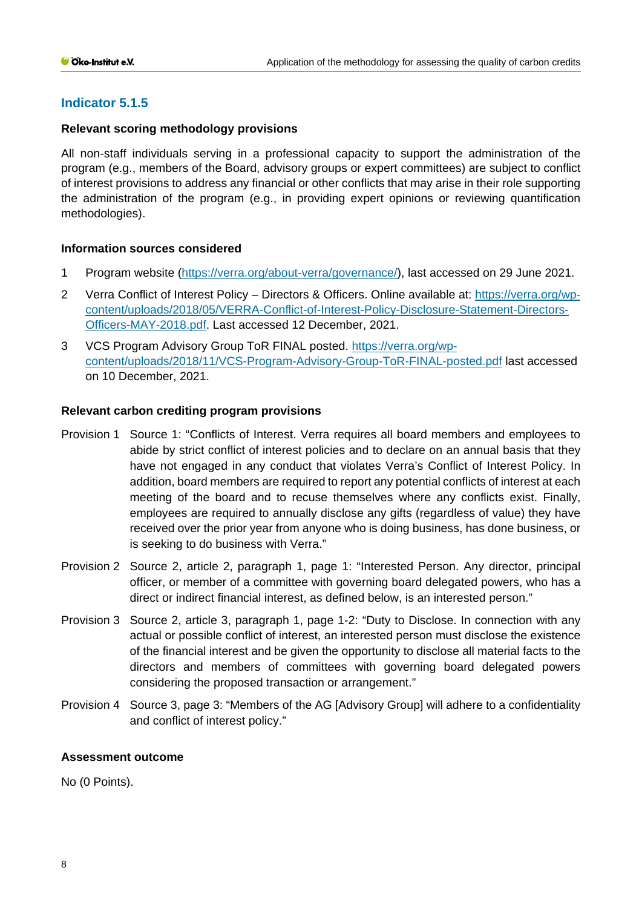### Indicator 5.1.5

**Relevant scoring methodology provisions**

All non-staff individuals serving in a professional capacity to support the administration of the program (e.g., members of the Board, advisory groups or expert committees) are subject to conflict of interest provisions to address any financial or other conflicts that may arise in their role supporting the administration of the program (e.g., in providing expert opinions or reviewing quantification methodologies).

**Information sources considered**

1 Program website (https://verra.org/about-verra/governance/), last accessed on 29 June 2021.

2 Verra Conflict of Interest Policy – Directors & Officers. Online available at: https://verra.org/wp-content/uploads/2018/05/VERRA-Conflict-of-Interest-Policy-Disclosure-Statement-Directors-Officers-MAY-2018.pdf. Last accessed 12 December, 2021.

3 VCS Program Advisory Group ToR FINAL posted. https://verra.org/wp-content/uploads/2018/11/VCS-Program-Advisory-Group-ToR-FINAL-posted.pdf last accessed on 10 December, 2021.

**Relevant carbon crediting program provisions**

Provision 1 Source 1: "Conflicts of Interest. Verra requires all board members and employees to abide by strict conflict of interest policies and to declare on an annual basis that they have not engaged in any conduct that violates Verra's Conflict of Interest Policy. In addition, board members are required to report any potential conflicts of interest at each meeting of the board and to recuse themselves where any conflicts exist. Finally, employees are required to annually disclose any gifts (regardless of value) they have received over the prior year from anyone who is doing business, has done business, or is seeking to do business with Verra."

Provision 2 Source 2, article 2, paragraph 1, page 1: "Interested Person. Any director, principal officer, or member of a committee with governing board delegated powers, who has a direct or indirect financial interest, as defined below, is an interested person."

Provision 3 Source 2, article 3, paragraph 1, page 1-2: "Duty to Disclose. In connection with any actual or possible conflict of interest, an interested person must disclose the existence of the financial interest and be given the opportunity to disclose all material facts to the directors and members of committees with governing board delegated powers considering the proposed transaction or arrangement."

Provision 4 Source 3, page 3: "Members of the AG [Advisory Group] will adhere to a confidentiality and conflict of interest policy."

**Assessment outcome**

No (0 Points).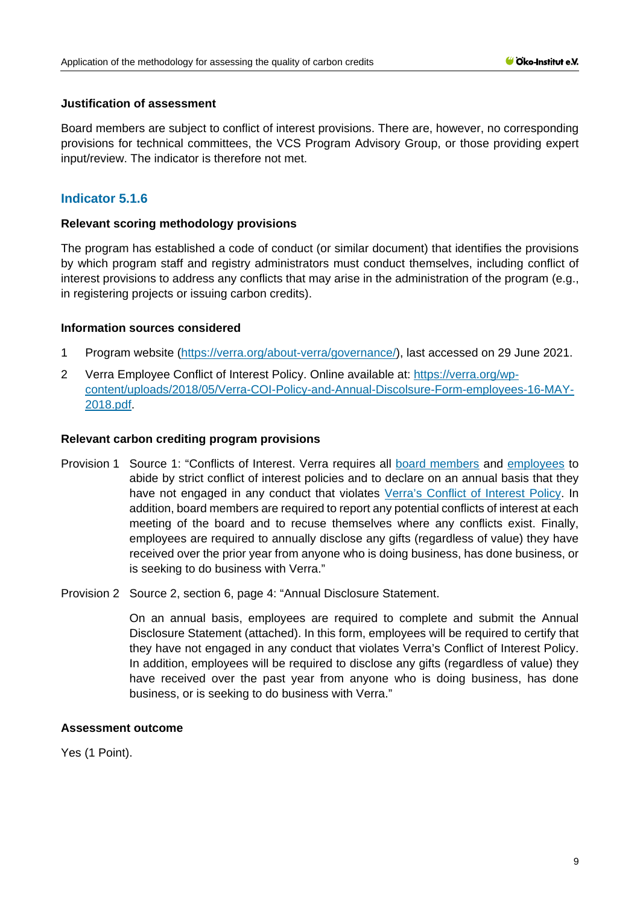#### Justification of assessment

Board members are subject to conflict of interest provisions. There are, however, no corresponding provisions for technical committees, the VCS Program Advisory Group, or those providing expert input/review. The indicator is therefore not met.

### Indicator 5.1.6

#### Relevant scoring methodology provisions

The program has established a code of conduct (or similar document) that identifies the provisions by which program staff and registry administrators must conduct themselves, including conflict of interest provisions to address any conflicts that may arise in the administration of the program (e.g., in registering projects or issuing carbon credits).

#### Information sources considered

1 Program website (https://verra.org/about-verra/governance/), last accessed on 29 June 2021.

2 Verra Employee Conflict of Interest Policy. Online available at: https://verra.org/wp-content/uploads/2018/05/Verra-COI-Policy-and-Annual-Discolsure-Form-employees-16-MAY-2018.pdf.

#### Relevant carbon crediting program provisions

Provision 1 Source 1: "Conflicts of Interest. Verra requires all board members and employees to abide by strict conflict of interest policies and to declare on an annual basis that they have not engaged in any conduct that violates Verra's Conflict of Interest Policy. In addition, board members are required to report any potential conflicts of interest at each meeting of the board and to recuse themselves where any conflicts exist. Finally, employees are required to annually disclose any gifts (regardless of value) they have received over the prior year from anyone who is doing business, has done business, or is seeking to do business with Verra."

Provision 2 Source 2, section 6, page 4: "Annual Disclosure Statement.

On an annual basis, employees are required to complete and submit the Annual Disclosure Statement (attached). In this form, employees will be required to certify that they have not engaged in any conduct that violates Verra's Conflict of Interest Policy. In addition, employees will be required to disclose any gifts (regardless of value) they have received over the past year from anyone who is doing business, has done business, or is seeking to do business with Verra."

#### Assessment outcome

Yes (1 Point).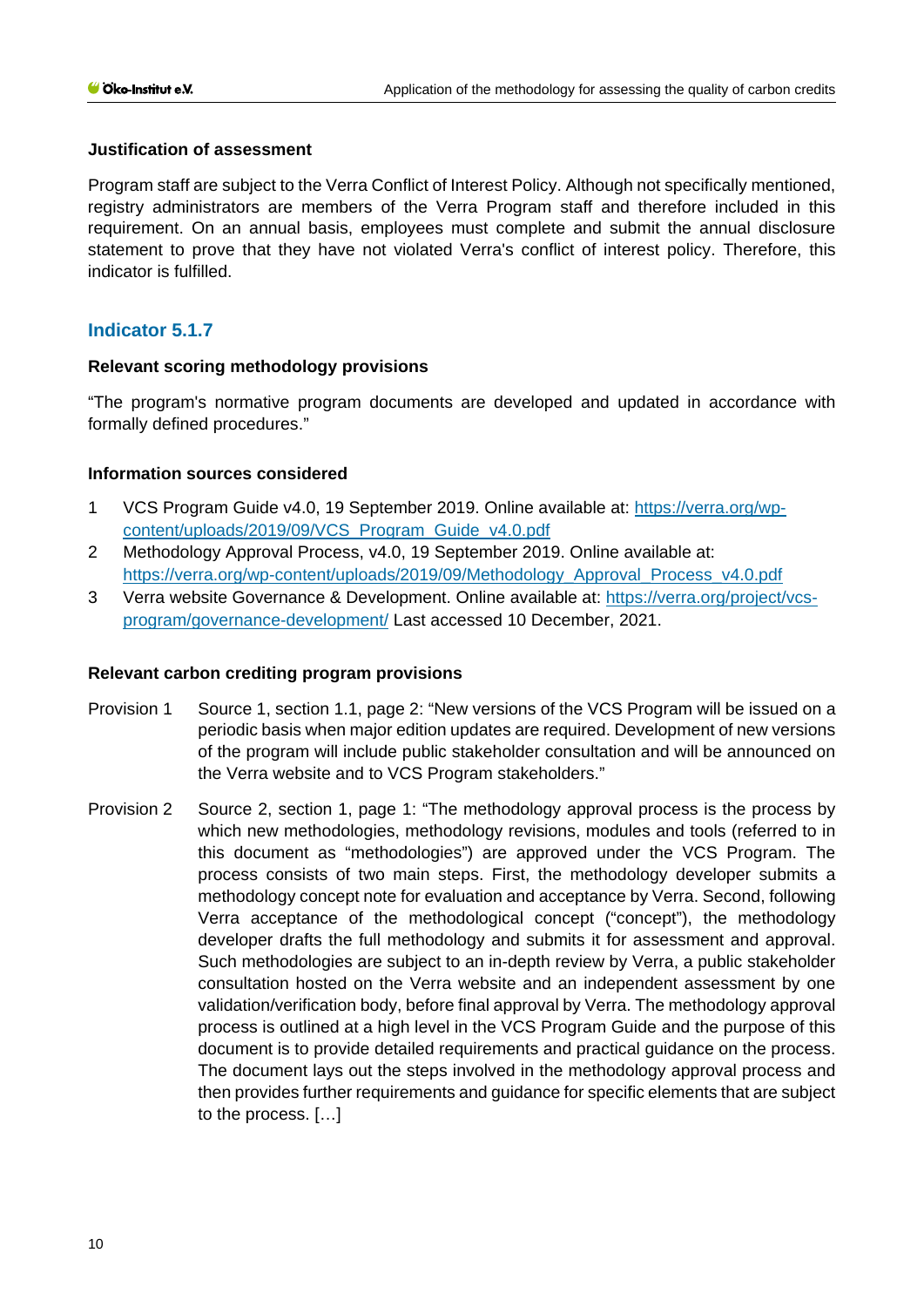#### Justification of assessment

Program staff are subject to the Verra Conflict of Interest Policy. Although not specifically mentioned, registry administrators are members of the Verra Program staff and therefore included in this requirement. On an annual basis, employees must complete and submit the annual disclosure statement to prove that they have not violated Verra's conflict of interest policy. Therefore, this indicator is fulfilled.

### Indicator 5.1.7

#### Relevant scoring methodology provisions

"The program's normative program documents are developed and updated in accordance with formally defined procedures."

#### Information sources considered

1. VCS Program Guide v4.0, 19 September 2019. Online available at: https://verra.org/wp-content/uploads/2019/09/VCS_Program_Guide_v4.0.pdf
2. Methodology Approval Process, v4.0, 19 September 2019. Online available at: https://verra.org/wp-content/uploads/2019/09/Methodology_Approval_Process_v4.0.pdf
3. Verra website Governance & Development. Online available at: https://verra.org/project/vcs-program/governance-development/ Last accessed 10 December, 2021.

#### Relevant carbon crediting program provisions

Provision 1 Source 1, section 1.1, page 2: "New versions of the VCS Program will be issued on a periodic basis when major edition updates are required. Development of new versions of the program will include public stakeholder consultation and will be announced on the Verra website and to VCS Program stakeholders."

Provision 2 Source 2, section 1, page 1: "The methodology approval process is the process by which new methodologies, methodology revisions, modules and tools (referred to in this document as "methodologies") are approved under the VCS Program. The process consists of two main steps. First, the methodology developer submits a methodology concept note for evaluation and acceptance by Verra. Second, following Verra acceptance of the methodological concept ("concept"), the methodology developer drafts the full methodology and submits it for assessment and approval. Such methodologies are subject to an in-depth review by Verra, a public stakeholder consultation hosted on the Verra website and an independent assessment by one validation/verification body, before final approval by Verra. The methodology approval process is outlined at a high level in the VCS Program Guide and the purpose of this document is to provide detailed requirements and practical guidance on the process. The document lays out the steps involved in the methodology approval process and then provides further requirements and guidance for specific elements that are subject to the process. […]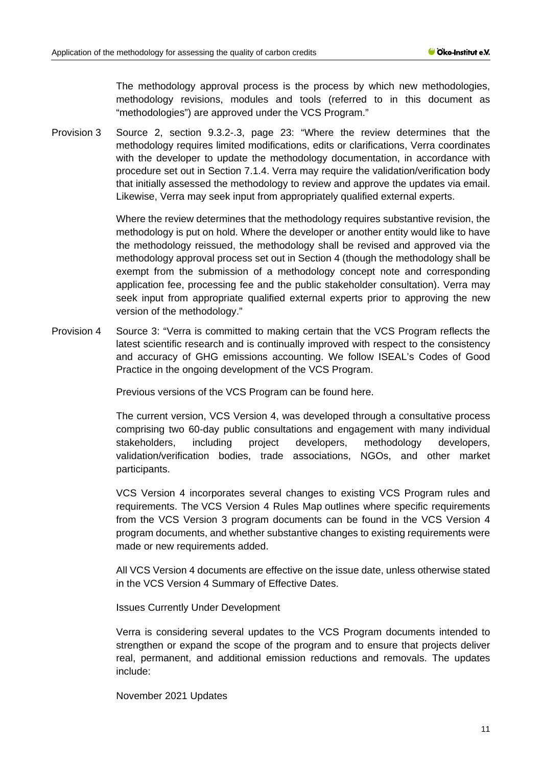The methodology approval process is the process by which new methodologies, methodology revisions, modules and tools (referred to in this document as "methodologies") are approved under the VCS Program."

Provision 3 Source 2, section 9.3.2-.3, page 23: "Where the review determines that the methodology requires limited modifications, edits or clarifications, Verra coordinates with the developer to update the methodology documentation, in accordance with procedure set out in Section 7.1.4. Verra may require the validation/verification body that initially assessed the methodology to review and approve the updates via email. Likewise, Verra may seek input from appropriately qualified external experts.

Where the review determines that the methodology requires substantive revision, the methodology is put on hold. Where the developer or another entity would like to have the methodology reissued, the methodology shall be revised and approved via the methodology approval process set out in Section 4 (though the methodology shall be exempt from the submission of a methodology concept note and corresponding application fee, processing fee and the public stakeholder consultation). Verra may seek input from appropriate qualified external experts prior to approving the new version of the methodology."

Provision 4 Source 3: "Verra is committed to making certain that the VCS Program reflects the latest scientific research and is continually improved with respect to the consistency and accuracy of GHG emissions accounting. We follow ISEAL's Codes of Good Practice in the ongoing development of the VCS Program.

Previous versions of the VCS Program can be found here.

The current version, VCS Version 4, was developed through a consultative process comprising two 60-day public consultations and engagement with many individual stakeholders, including project developers, methodology developers, validation/verification bodies, trade associations, NGOs, and other market participants.

VCS Version 4 incorporates several changes to existing VCS Program rules and requirements. The VCS Version 4 Rules Map outlines where specific requirements from the VCS Version 3 program documents can be found in the VCS Version 4 program documents, and whether substantive changes to existing requirements were made or new requirements added.

All VCS Version 4 documents are effective on the issue date, unless otherwise stated in the VCS Version 4 Summary of Effective Dates.

Issues Currently Under Development

Verra is considering several updates to the VCS Program documents intended to strengthen or expand the scope of the program and to ensure that projects deliver real, permanent, and additional emission reductions and removals. The updates include:

November 2021 Updates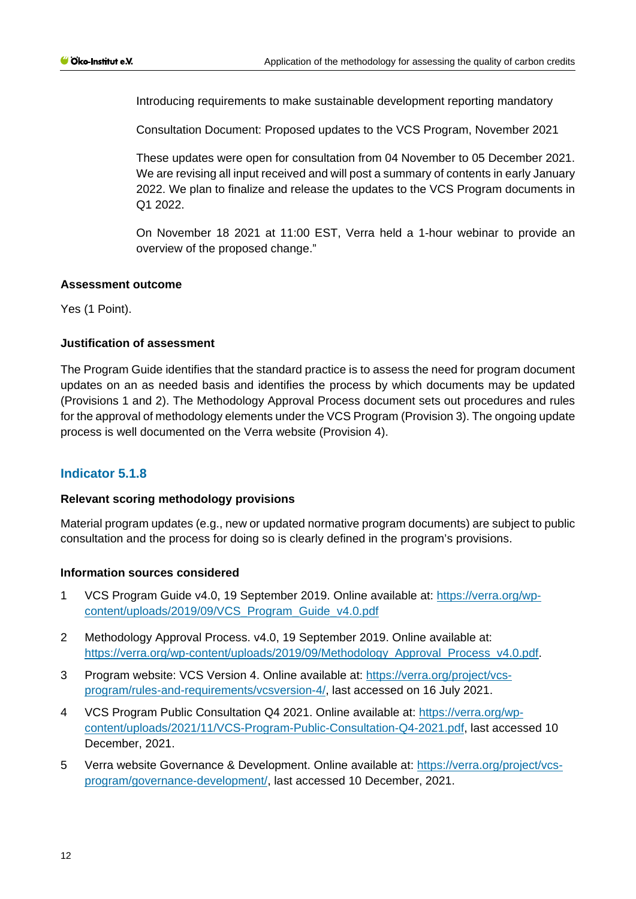Introducing requirements to make sustainable development reporting mandatory

Consultation Document: Proposed updates to the VCS Program, November 2021

These updates were open for consultation from 04 November to 05 December 2021. We are revising all input received and will post a summary of contents in early January 2022. We plan to finalize and release the updates to the VCS Program documents in Q1 2022.

On November 18 2021 at 11:00 EST, Verra held a 1-hour webinar to provide an overview of the proposed change."

**Assessment outcome**

Yes (1 Point).

**Justification of assessment**

The Program Guide identifies that the standard practice is to assess the need for program document updates on an as needed basis and identifies the process by which documents may be updated (Provisions 1 and 2). The Methodology Approval Process document sets out procedures and rules for the approval of methodology elements under the VCS Program (Provision 3). The ongoing update process is well documented on the Verra website (Provision 4).

### Indicator 5.1.8

**Relevant scoring methodology provisions**

Material program updates (e.g., new or updated normative program documents) are subject to public consultation and the process for doing so is clearly defined in the program's provisions.

**Information sources considered**

1. VCS Program Guide v4.0, 19 September 2019. Online available at: https://verra.org/wp-content/uploads/2019/09/VCS_Program_Guide_v4.0.pdf
2. Methodology Approval Process. v4.0, 19 September 2019. Online available at: https://verra.org/wp-content/uploads/2019/09/Methodology_Approval_Process_v4.0.pdf.
3. Program website: VCS Version 4. Online available at: https://verra.org/project/vcs-program/rules-and-requirements/vcsversion-4/, last accessed on 16 July 2021.
4. VCS Program Public Consultation Q4 2021. Online available at: https://verra.org/wp-content/uploads/2021/11/VCS-Program-Public-Consultation-Q4-2021.pdf, last accessed 10 December, 2021.
5. Verra website Governance & Development. Online available at: https://verra.org/project/vcs-program/governance-development/, last accessed 10 December, 2021.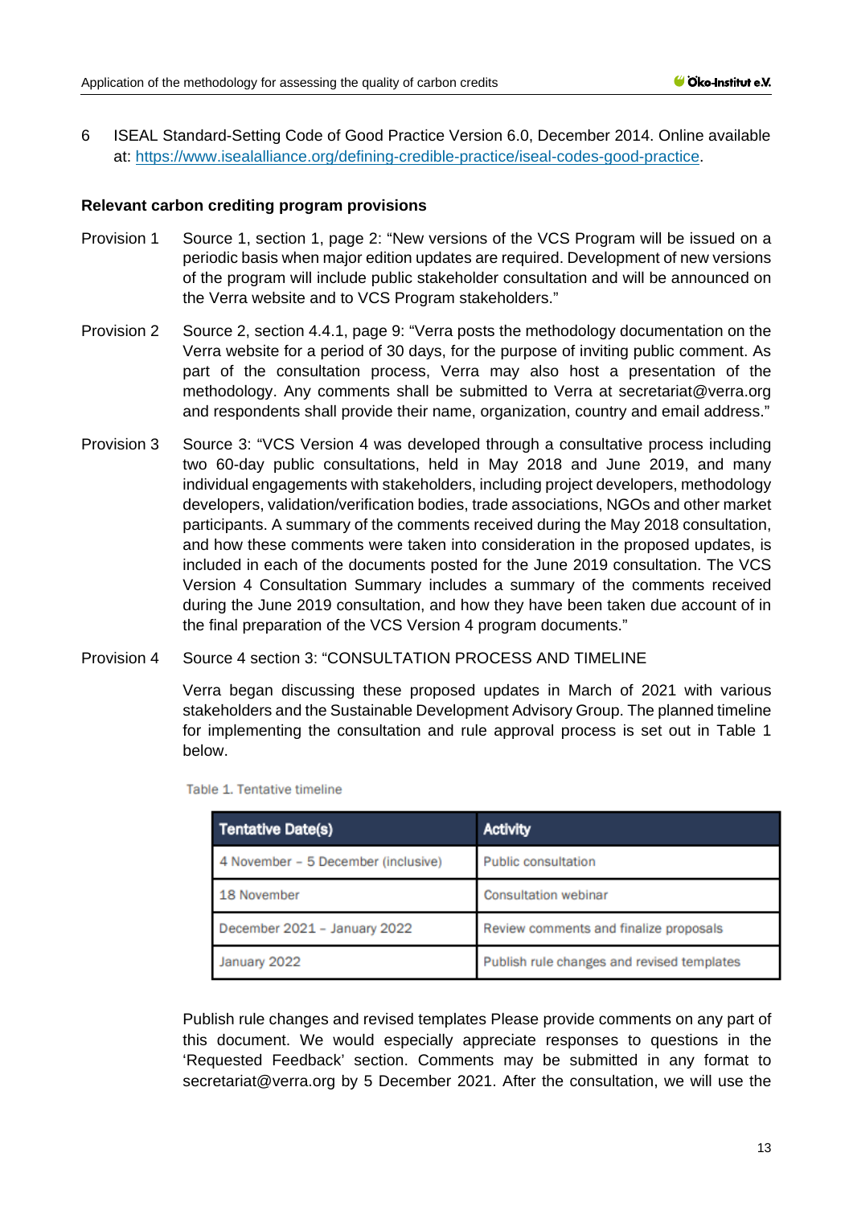6 ISEAL Standard-Setting Code of Good Practice Version 6.0, December 2014. Online available at: https://www.isealalliance.org/defining-credible-practice/iseal-codes-good-practice.

**Relevant carbon crediting program provisions**

Provision 1 Source 1, section 1, page 2: "New versions of the VCS Program will be issued on a periodic basis when major edition updates are required. Development of new versions of the program will include public stakeholder consultation and will be announced on the Verra website and to VCS Program stakeholders."

Provision 2 Source 2, section 4.4.1, page 9: "Verra posts the methodology documentation on the Verra website for a period of 30 days, for the purpose of inviting public comment. As part of the consultation process, Verra may also host a presentation of the methodology. Any comments shall be submitted to Verra at secretariat@verra.org and respondents shall provide their name, organization, country and email address."

Provision 3 Source 3: "VCS Version 4 was developed through a consultative process including two 60-day public consultations, held in May 2018 and June 2019, and many individual engagements with stakeholders, including project developers, methodology developers, validation/verification bodies, trade associations, NGOs and other market participants. A summary of the comments received during the May 2018 consultation, and how these comments were taken into consideration in the proposed updates, is included in each of the documents posted for the June 2019 consultation. The VCS Version 4 Consultation Summary includes a summary of the comments received during the June 2019 consultation, and how they have been taken due account of in the final preparation of the VCS Version 4 program documents."

Provision 4 Source 4 section 3: "CONSULTATION PROCESS AND TIMELINE

Verra began discussing these proposed updates in March of 2021 with various stakeholders and the Sustainable Development Advisory Group. The planned timeline for implementing the consultation and rule approval process is set out in Table 1 below.

Table 1. Tentative timeline

| Tentative Date(s) | Activity |
|---|---|
| 4 November – 5 December (inclusive) | Public consultation |
| 18 November | Consultation webinar |
| December 2021 – January 2022 | Review comments and finalize proposals |
| January 2022 | Publish rule changes and revised templates |

Publish rule changes and revised templates Please provide comments on any part of this document. We would especially appreciate responses to questions in the 'Requested Feedback' section. Comments may be submitted in any format to secretariat@verra.org by 5 December 2021. After the consultation, we will use the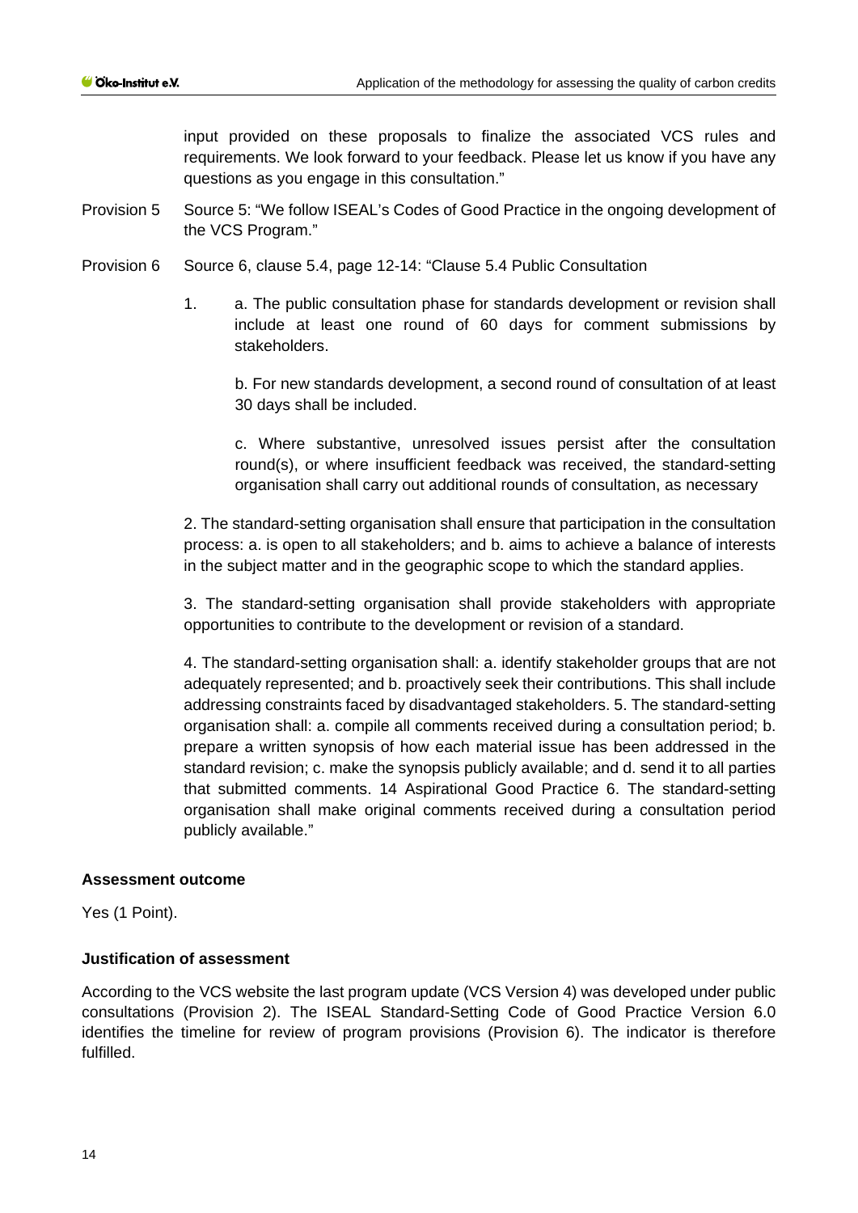input provided on these proposals to finalize the associated VCS rules and requirements. We look forward to your feedback. Please let us know if you have any questions as you engage in this consultation."

Provision 5 Source 5: "We follow ISEAL's Codes of Good Practice in the ongoing development of the VCS Program."

Provision 6 Source 6, clause 5.4, page 12-14: "Clause 5.4 Public Consultation

1. a. The public consultation phase for standards development or revision shall include at least one round of 60 days for comment submissions by stakeholders.

   b. For new standards development, a second round of consultation of at least 30 days shall be included.

   c. Where substantive, unresolved issues persist after the consultation round(s), or where insufficient feedback was received, the standard-setting organisation shall carry out additional rounds of consultation, as necessary

2. The standard-setting organisation shall ensure that participation in the consultation process: a. is open to all stakeholders; and b. aims to achieve a balance of interests in the subject matter and in the geographic scope to which the standard applies.

3. The standard-setting organisation shall provide stakeholders with appropriate opportunities to contribute to the development or revision of a standard.

4. The standard-setting organisation shall: a. identify stakeholder groups that are not adequately represented; and b. proactively seek their contributions. This shall include addressing constraints faced by disadvantaged stakeholders. 5. The standard-setting organisation shall: a. compile all comments received during a consultation period; b. prepare a written synopsis of how each material issue has been addressed in the standard revision; c. make the synopsis publicly available; and d. send it to all parties that submitted comments. 14 Aspirational Good Practice 6. The standard-setting organisation shall make original comments received during a consultation period publicly available."

**Assessment outcome**

Yes (1 Point).

**Justification of assessment**

According to the VCS website the last program update (VCS Version 4) was developed under public consultations (Provision 2). The ISEAL Standard-Setting Code of Good Practice Version 6.0 identifies the timeline for review of program provisions (Provision 6). The indicator is therefore fulfilled.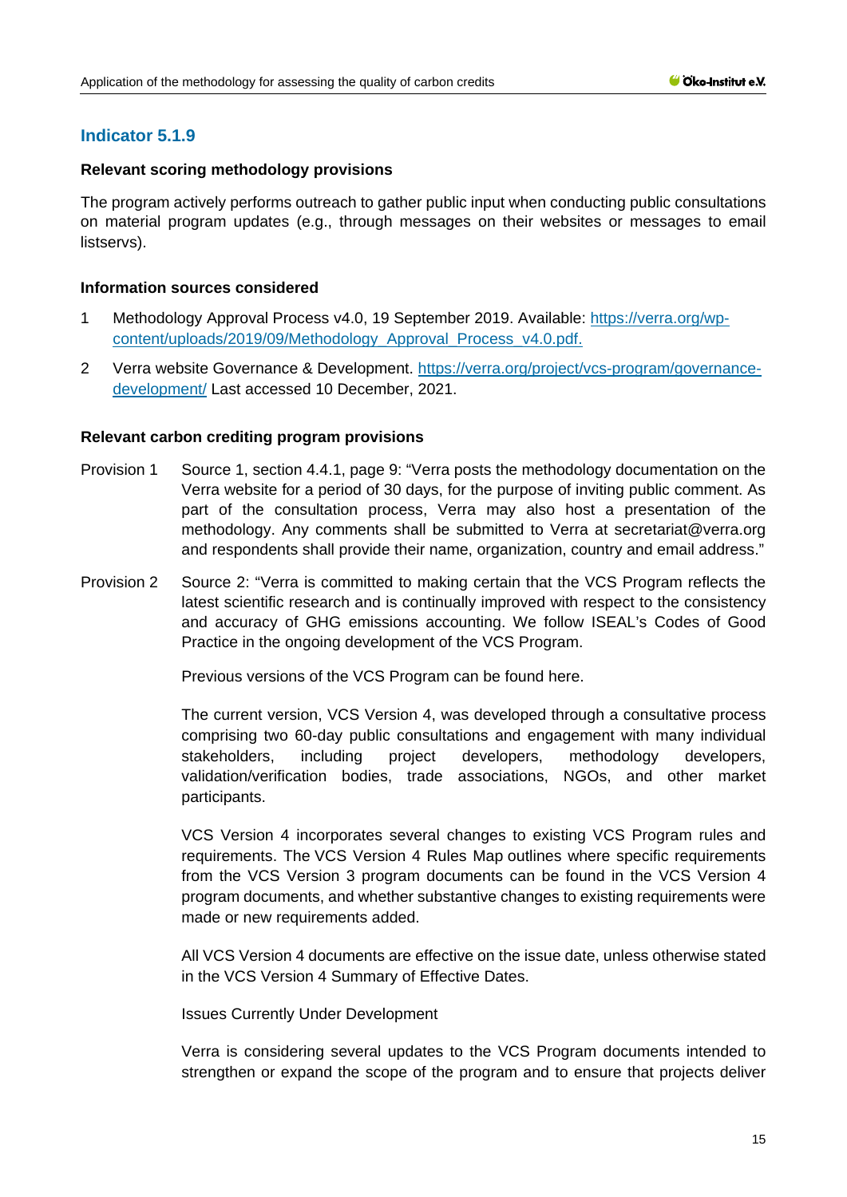### Indicator 5.1.9

**Relevant scoring methodology provisions**

The program actively performs outreach to gather public input when conducting public consultations on material program updates (e.g., through messages on their websites or messages to email listservs).

**Information sources considered**

1. Methodology Approval Process v4.0, 19 September 2019. Available: [https://verra.org/wp-content/uploads/2019/09/Methodology_Approval_Process_v4.0.pdf.](https://verra.org/wp-content/uploads/2019/09/Methodology_Approval_Process_v4.0.pdf)
2. Verra website Governance & Development. [https://verra.org/project/vcs-program/governance-development/](https://verra.org/project/vcs-program/governance-development/) Last accessed 10 December, 2021.

**Relevant carbon crediting program provisions**

Provision 1 Source 1, section 4.4.1, page 9: "Verra posts the methodology documentation on the Verra website for a period of 30 days, for the purpose of inviting public comment. As part of the consultation process, Verra may also host a presentation of the methodology. Any comments shall be submitted to Verra at secretariat@verra.org and respondents shall provide their name, organization, country and email address."

Provision 2 Source 2: "Verra is committed to making certain that the VCS Program reflects the latest scientific research and is continually improved with respect to the consistency and accuracy of GHG emissions accounting. We follow ISEAL's Codes of Good Practice in the ongoing development of the VCS Program.

Previous versions of the VCS Program can be found here.

The current version, VCS Version 4, was developed through a consultative process comprising two 60-day public consultations and engagement with many individual stakeholders, including project developers, methodology developers, validation/verification bodies, trade associations, NGOs, and other market participants.

VCS Version 4 incorporates several changes to existing VCS Program rules and requirements. The VCS Version 4 Rules Map outlines where specific requirements from the VCS Version 3 program documents can be found in the VCS Version 4 program documents, and whether substantive changes to existing requirements were made or new requirements added.

All VCS Version 4 documents are effective on the issue date, unless otherwise stated in the VCS Version 4 Summary of Effective Dates.

Issues Currently Under Development

Verra is considering several updates to the VCS Program documents intended to strengthen or expand the scope of the program and to ensure that projects deliver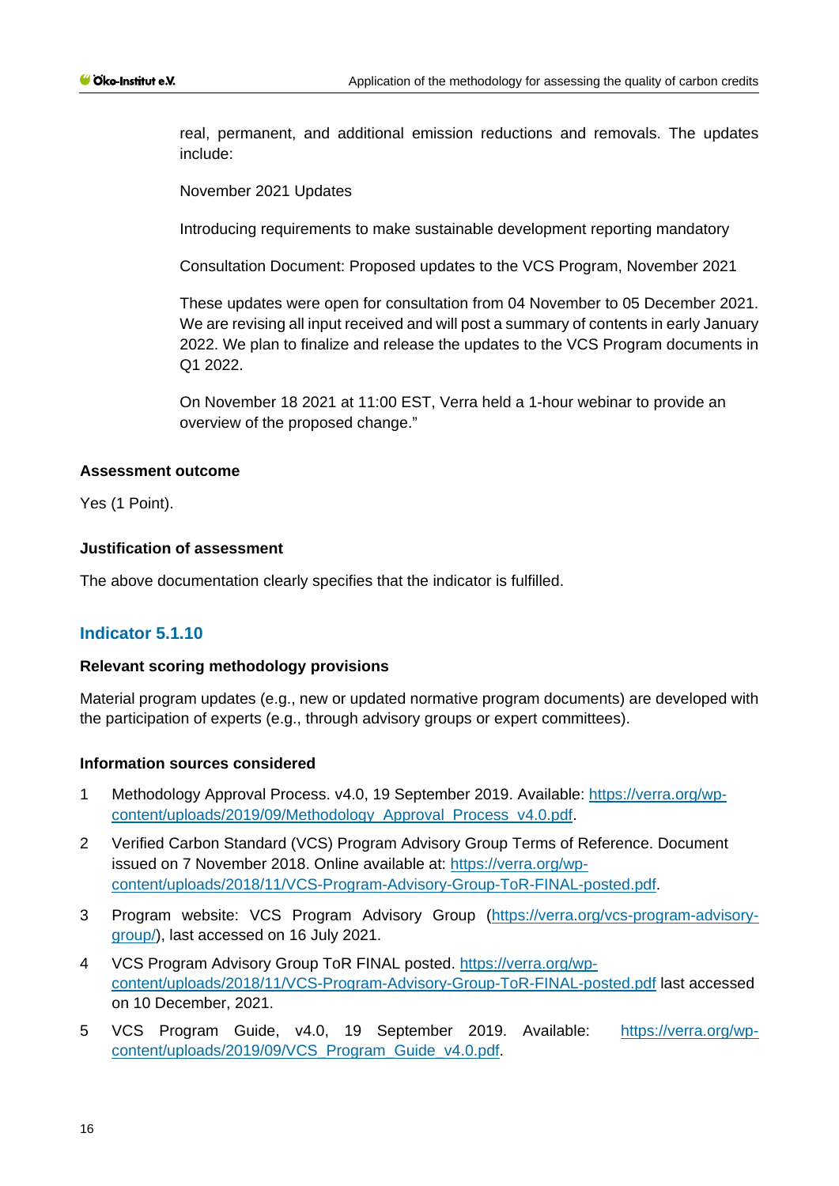real, permanent, and additional emission reductions and removals. The updates include:

November 2021 Updates

Introducing requirements to make sustainable development reporting mandatory

Consultation Document: Proposed updates to the VCS Program, November 2021

These updates were open for consultation from 04 November to 05 December 2021. We are revising all input received and will post a summary of contents in early January 2022. We plan to finalize and release the updates to the VCS Program documents in Q1 2022.

On November 18 2021 at 11:00 EST, Verra held a 1-hour webinar to provide an overview of the proposed change."

**Assessment outcome**

Yes (1 Point).

**Justification of assessment**

The above documentation clearly specifies that the indicator is fulfilled.

## Indicator 5.1.10

**Relevant scoring methodology provisions**

Material program updates (e.g., new or updated normative program documents) are developed with the participation of experts (e.g., through advisory groups or expert committees).

**Information sources considered**

1. Methodology Approval Process. v4.0, 19 September 2019. Available: https://verra.org/wp-content/uploads/2019/09/Methodology_Approval_Process_v4.0.pdf.
2. Verified Carbon Standard (VCS) Program Advisory Group Terms of Reference. Document issued on 7 November 2018. Online available at: https://verra.org/wp-content/uploads/2018/11/VCS-Program-Advisory-Group-ToR-FINAL-posted.pdf.
3. Program website: VCS Program Advisory Group (https://verra.org/vcs-program-advisory-group/), last accessed on 16 July 2021.
4. VCS Program Advisory Group ToR FINAL posted. https://verra.org/wp-content/uploads/2018/11/VCS-Program-Advisory-Group-ToR-FINAL-posted.pdf last accessed on 10 December, 2021.
5. VCS Program Guide, v4.0, 19 September 2019. Available: https://verra.org/wp-content/uploads/2019/09/VCS_Program_Guide_v4.0.pdf.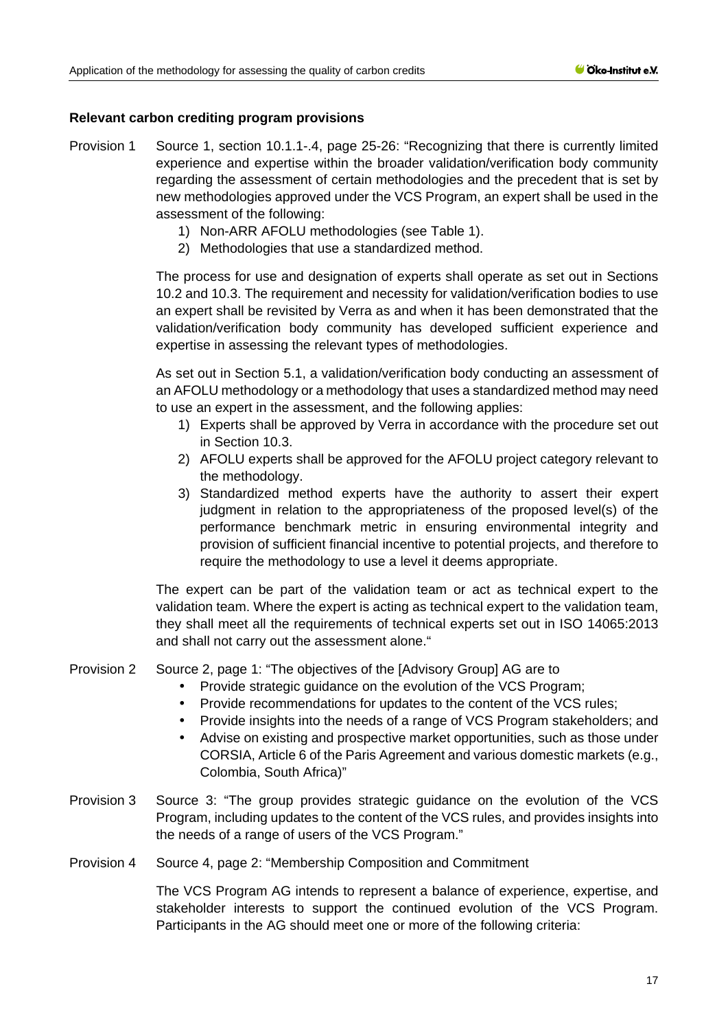**Relevant carbon crediting program provisions**

Provision 1 Source 1, section 10.1.1-.4, page 25-26: "Recognizing that there is currently limited experience and expertise within the broader validation/verification body community regarding the assessment of certain methodologies and the precedent that is set by new methodologies approved under the VCS Program, an expert shall be used in the assessment of the following:

1) Non-ARR AFOLU methodologies (see Table 1).
2) Methodologies that use a standardized method.

The process for use and designation of experts shall operate as set out in Sections 10.2 and 10.3. The requirement and necessity for validation/verification bodies to use an expert shall be revisited by Verra as and when it has been demonstrated that the validation/verification body community has developed sufficient experience and expertise in assessing the relevant types of methodologies.

As set out in Section 5.1, a validation/verification body conducting an assessment of an AFOLU methodology or a methodology that uses a standardized method may need to use an expert in the assessment, and the following applies:

1) Experts shall be approved by Verra in accordance with the procedure set out in Section 10.3.
2) AFOLU experts shall be approved for the AFOLU project category relevant to the methodology.
3) Standardized method experts have the authority to assert their expert judgment in relation to the appropriateness of the proposed level(s) of the performance benchmark metric in ensuring environmental integrity and provision of sufficient financial incentive to potential projects, and therefore to require the methodology to use a level it deems appropriate.

The expert can be part of the validation team or act as technical expert to the validation team. Where the expert is acting as technical expert to the validation team, they shall meet all the requirements of technical experts set out in ISO 14065:2013 and shall not carry out the assessment alone."

Provision 2 Source 2, page 1: "The objectives of the [Advisory Group] AG are to

- Provide strategic guidance on the evolution of the VCS Program;
- Provide recommendations for updates to the content of the VCS rules;
- Provide insights into the needs of a range of VCS Program stakeholders; and
- Advise on existing and prospective market opportunities, such as those under CORSIA, Article 6 of the Paris Agreement and various domestic markets (e.g., Colombia, South Africa)"

Provision 3 Source 3: "The group provides strategic guidance on the evolution of the VCS Program, including updates to the content of the VCS rules, and provides insights into the needs of a range of users of the VCS Program."

Provision 4 Source 4, page 2: "Membership Composition and Commitment

The VCS Program AG intends to represent a balance of experience, expertise, and stakeholder interests to support the continued evolution of the VCS Program. Participants in the AG should meet one or more of the following criteria: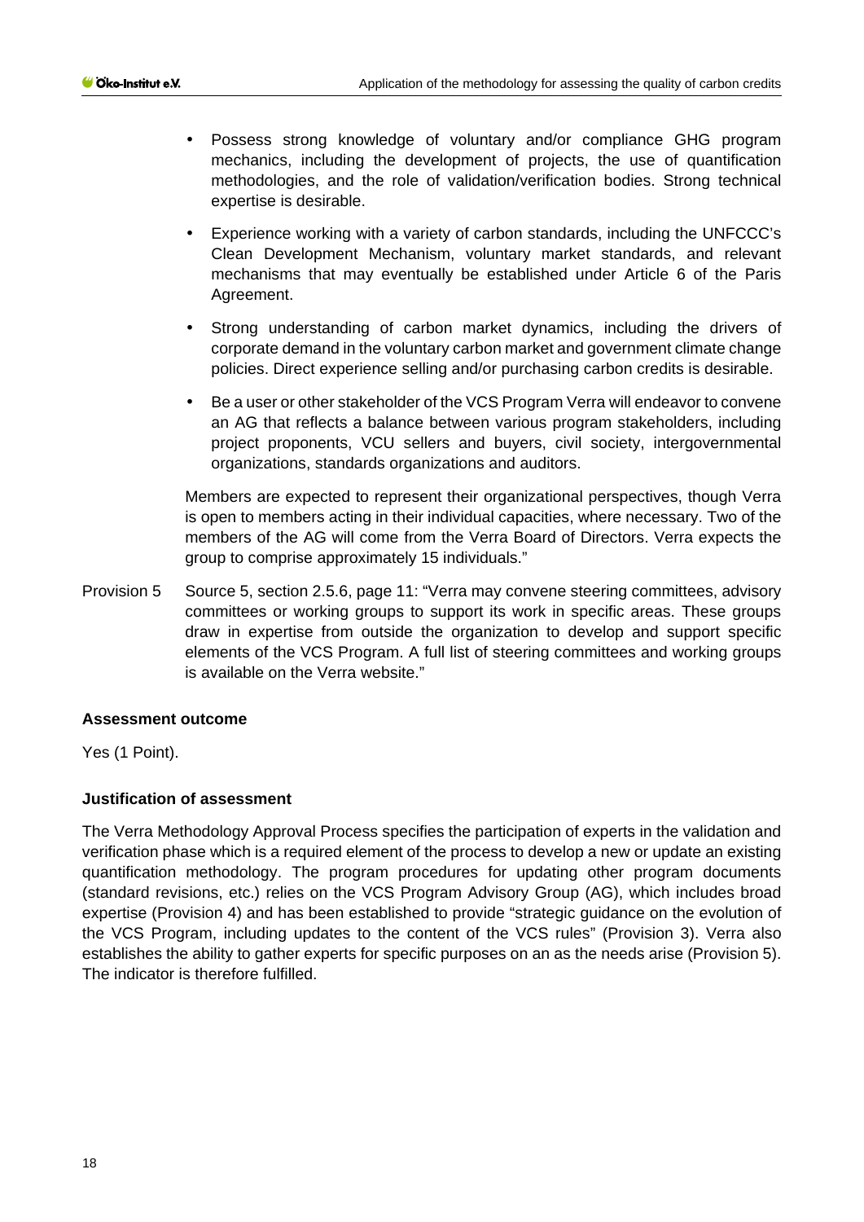- Possess strong knowledge of voluntary and/or compliance GHG program mechanics, including the development of projects, the use of quantification methodologies, and the role of validation/verification bodies. Strong technical expertise is desirable.
- Experience working with a variety of carbon standards, including the UNFCCC's Clean Development Mechanism, voluntary market standards, and relevant mechanisms that may eventually be established under Article 6 of the Paris Agreement.
- Strong understanding of carbon market dynamics, including the drivers of corporate demand in the voluntary carbon market and government climate change policies. Direct experience selling and/or purchasing carbon credits is desirable.
- Be a user or other stakeholder of the VCS Program Verra will endeavor to convene an AG that reflects a balance between various program stakeholders, including project proponents, VCU sellers and buyers, civil society, intergovernmental organizations, standards organizations and auditors.

Members are expected to represent their organizational perspectives, though Verra is open to members acting in their individual capacities, where necessary. Two of the members of the AG will come from the Verra Board of Directors. Verra expects the group to comprise approximately 15 individuals."

Provision 5 Source 5, section 2.5.6, page 11: "Verra may convene steering committees, advisory committees or working groups to support its work in specific areas. These groups draw in expertise from outside the organization to develop and support specific elements of the VCS Program. A full list of steering committees and working groups is available on the Verra website."

**Assessment outcome**

Yes (1 Point).

**Justification of assessment**

The Verra Methodology Approval Process specifies the participation of experts in the validation and verification phase which is a required element of the process to develop a new or update an existing quantification methodology. The program procedures for updating other program documents (standard revisions, etc.) relies on the VCS Program Advisory Group (AG), which includes broad expertise (Provision 4) and has been established to provide "strategic guidance on the evolution of the VCS Program, including updates to the content of the VCS rules" (Provision 3). Verra also establishes the ability to gather experts for specific purposes on an as the needs arise (Provision 5). The indicator is therefore fulfilled.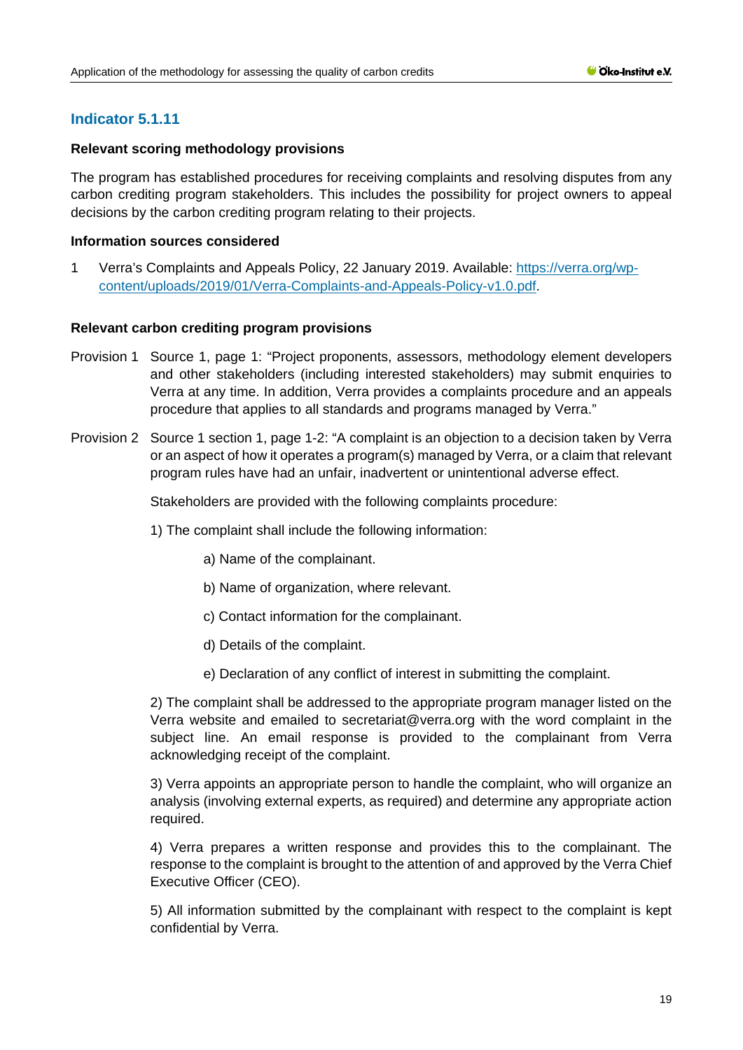## Indicator 5.1.11

**Relevant scoring methodology provisions**

The program has established procedures for receiving complaints and resolving disputes from any carbon crediting program stakeholders. This includes the possibility for project owners to appeal decisions by the carbon crediting program relating to their projects.

**Information sources considered**

1 Verra's Complaints and Appeals Policy, 22 January 2019. Available: [https://verra.org/wp-content/uploads/2019/01/Verra-Complaints-and-Appeals-Policy-v1.0.pdf](https://verra.org/wp-content/uploads/2019/01/Verra-Complaints-and-Appeals-Policy-v1.0.pdf).

**Relevant carbon crediting program provisions**

Provision 1 Source 1, page 1: "Project proponents, assessors, methodology element developers and other stakeholders (including interested stakeholders) may submit enquiries to Verra at any time. In addition, Verra provides a complaints procedure and an appeals procedure that applies to all standards and programs managed by Verra."

Provision 2 Source 1 section 1, page 1-2: "A complaint is an objection to a decision taken by Verra or an aspect of how it operates a program(s) managed by Verra, or a claim that relevant program rules have had an unfair, inadvertent or unintentional adverse effect.

Stakeholders are provided with the following complaints procedure:

1) The complaint shall include the following information:

a) Name of the complainant.

b) Name of organization, where relevant.

c) Contact information for the complainant.

d) Details of the complaint.

e) Declaration of any conflict of interest in submitting the complaint.

2) The complaint shall be addressed to the appropriate program manager listed on the Verra website and emailed to secretariat@verra.org with the word complaint in the subject line. An email response is provided to the complainant from Verra acknowledging receipt of the complaint.

3) Verra appoints an appropriate person to handle the complaint, who will organize an analysis (involving external experts, as required) and determine any appropriate action required.

4) Verra prepares a written response and provides this to the complainant. The response to the complaint is brought to the attention of and approved by the Verra Chief Executive Officer (CEO).

5) All information submitted by the complainant with respect to the complaint is kept confidential by Verra.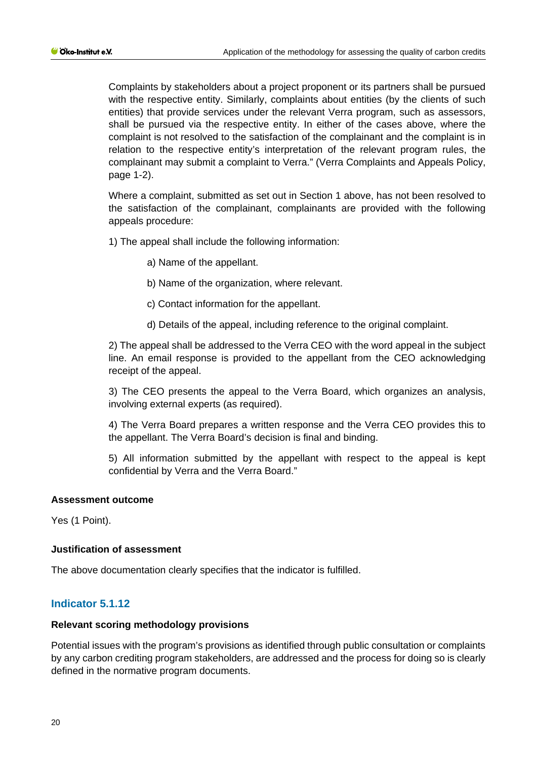Complaints by stakeholders about a project proponent or its partners shall be pursued with the respective entity. Similarly, complaints about entities (by the clients of such entities) that provide services under the relevant Verra program, such as assessors, shall be pursued via the respective entity. In either of the cases above, where the complaint is not resolved to the satisfaction of the complainant and the complaint is in relation to the respective entity's interpretation of the relevant program rules, the complainant may submit a complaint to Verra." (Verra Complaints and Appeals Policy, page 1-2).

Where a complaint, submitted as set out in Section 1 above, has not been resolved to the satisfaction of the complainant, complainants are provided with the following appeals procedure:

1) The appeal shall include the following information:

a) Name of the appellant.

b) Name of the organization, where relevant.

c) Contact information for the appellant.

d) Details of the appeal, including reference to the original complaint.

2) The appeal shall be addressed to the Verra CEO with the word appeal in the subject line. An email response is provided to the appellant from the CEO acknowledging receipt of the appeal.

3) The CEO presents the appeal to the Verra Board, which organizes an analysis, involving external experts (as required).

4) The Verra Board prepares a written response and the Verra CEO provides this to the appellant. The Verra Board's decision is final and binding.

5) All information submitted by the appellant with respect to the appeal is kept confidential by Verra and the Verra Board."

**Assessment outcome**

Yes (1 Point).

**Justification of assessment**

The above documentation clearly specifies that the indicator is fulfilled.

## Indicator 5.1.12

**Relevant scoring methodology provisions**

Potential issues with the program's provisions as identified through public consultation or complaints by any carbon crediting program stakeholders, are addressed and the process for doing so is clearly defined in the normative program documents.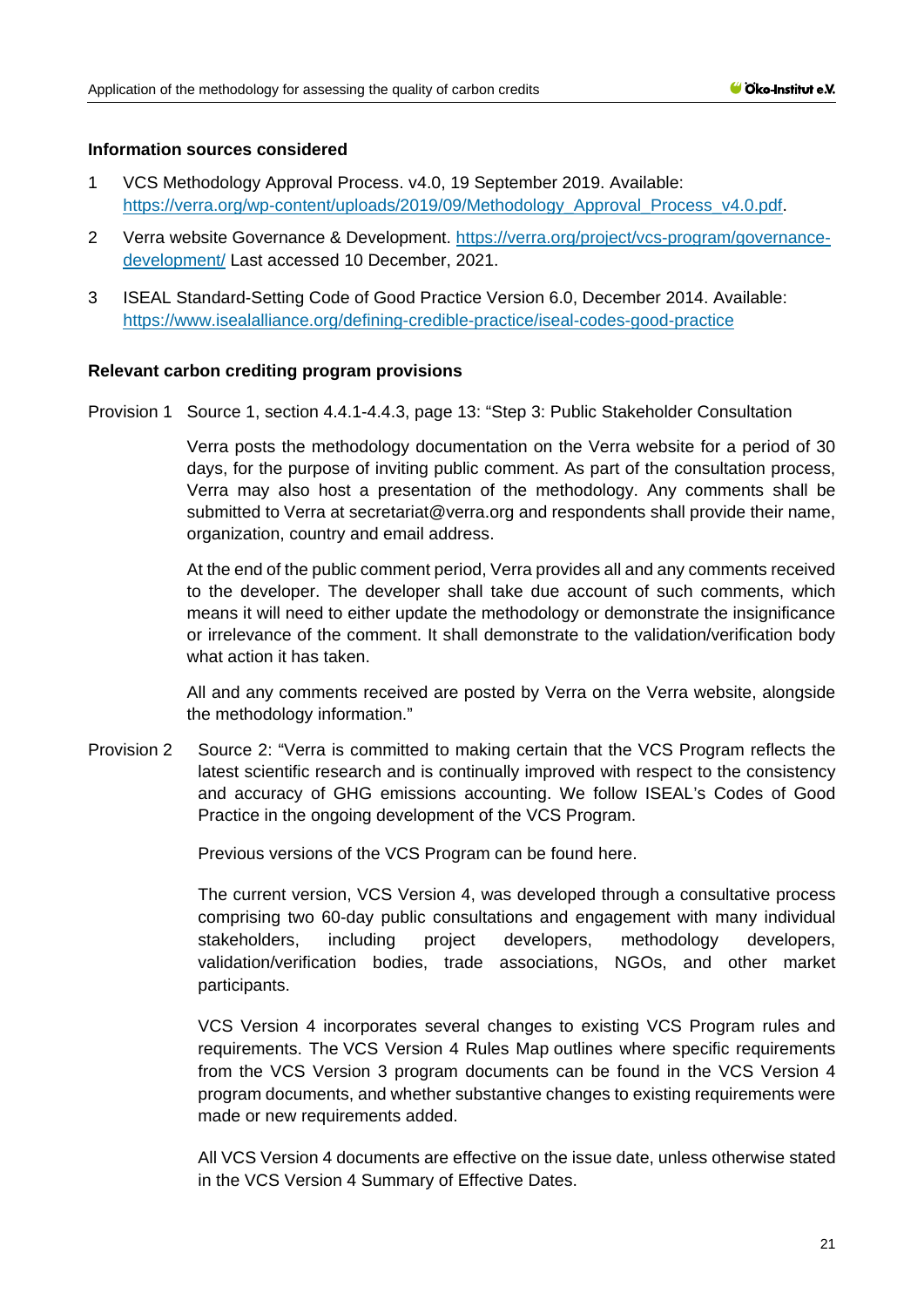#### Information sources considered

1 VCS Methodology Approval Process. v4.0, 19 September 2019. Available: https://verra.org/wp-content/uploads/2019/09/Methodology_Approval_Process_v4.0.pdf.

2 Verra website Governance & Development. https://verra.org/project/vcs-program/governance-development/ Last accessed 10 December, 2021.

3 ISEAL Standard-Setting Code of Good Practice Version 6.0, December 2014. Available: https://www.isealalliance.org/defining-credible-practice/iseal-codes-good-practice

#### Relevant carbon crediting program provisions

Provision 1 Source 1, section 4.4.1-4.4.3, page 13: "Step 3: Public Stakeholder Consultation

Verra posts the methodology documentation on the Verra website for a period of 30 days, for the purpose of inviting public comment. As part of the consultation process, Verra may also host a presentation of the methodology. Any comments shall be submitted to Verra at secretariat@verra.org and respondents shall provide their name, organization, country and email address.

At the end of the public comment period, Verra provides all and any comments received to the developer. The developer shall take due account of such comments, which means it will need to either update the methodology or demonstrate the insignificance or irrelevance of the comment. It shall demonstrate to the validation/verification body what action it has taken.

All and any comments received are posted by Verra on the Verra website, alongside the methodology information."

Provision 2 Source 2: "Verra is committed to making certain that the VCS Program reflects the latest scientific research and is continually improved with respect to the consistency and accuracy of GHG emissions accounting. We follow ISEAL's Codes of Good Practice in the ongoing development of the VCS Program.

Previous versions of the VCS Program can be found here.

The current version, VCS Version 4, was developed through a consultative process comprising two 60-day public consultations and engagement with many individual stakeholders, including project developers, methodology developers, validation/verification bodies, trade associations, NGOs, and other market participants.

VCS Version 4 incorporates several changes to existing VCS Program rules and requirements. The VCS Version 4 Rules Map outlines where specific requirements from the VCS Version 3 program documents can be found in the VCS Version 4 program documents, and whether substantive changes to existing requirements were made or new requirements added.

All VCS Version 4 documents are effective on the issue date, unless otherwise stated in the VCS Version 4 Summary of Effective Dates.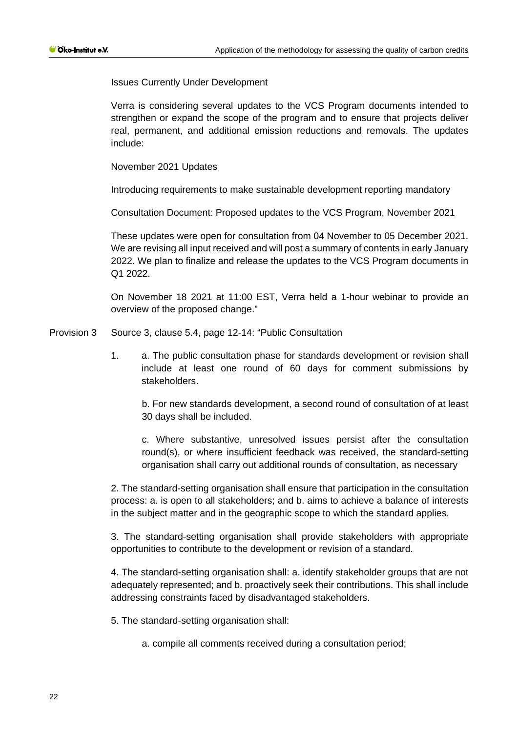Issues Currently Under Development

Verra is considering several updates to the VCS Program documents intended to strengthen or expand the scope of the program and to ensure that projects deliver real, permanent, and additional emission reductions and removals. The updates include:

November 2021 Updates

Introducing requirements to make sustainable development reporting mandatory

Consultation Document: Proposed updates to the VCS Program, November 2021

These updates were open for consultation from 04 November to 05 December 2021. We are revising all input received and will post a summary of contents in early January 2022. We plan to finalize and release the updates to the VCS Program documents in Q1 2022.

On November 18 2021 at 11:00 EST, Verra held a 1-hour webinar to provide an overview of the proposed change."

Provision 3 Source 3, clause 5.4, page 12-14: "Public Consultation

1. a. The public consultation phase for standards development or revision shall include at least one round of 60 days for comment submissions by stakeholders.

   b. For new standards development, a second round of consultation of at least 30 days shall be included.

   c. Where substantive, unresolved issues persist after the consultation round(s), or where insufficient feedback was received, the standard-setting organisation shall carry out additional rounds of consultation, as necessary

2. The standard-setting organisation shall ensure that participation in the consultation process: a. is open to all stakeholders; and b. aims to achieve a balance of interests in the subject matter and in the geographic scope to which the standard applies.

3. The standard-setting organisation shall provide stakeholders with appropriate opportunities to contribute to the development or revision of a standard.

4. The standard-setting organisation shall: a. identify stakeholder groups that are not adequately represented; and b. proactively seek their contributions. This shall include addressing constraints faced by disadvantaged stakeholders.

5. The standard-setting organisation shall:

   a. compile all comments received during a consultation period;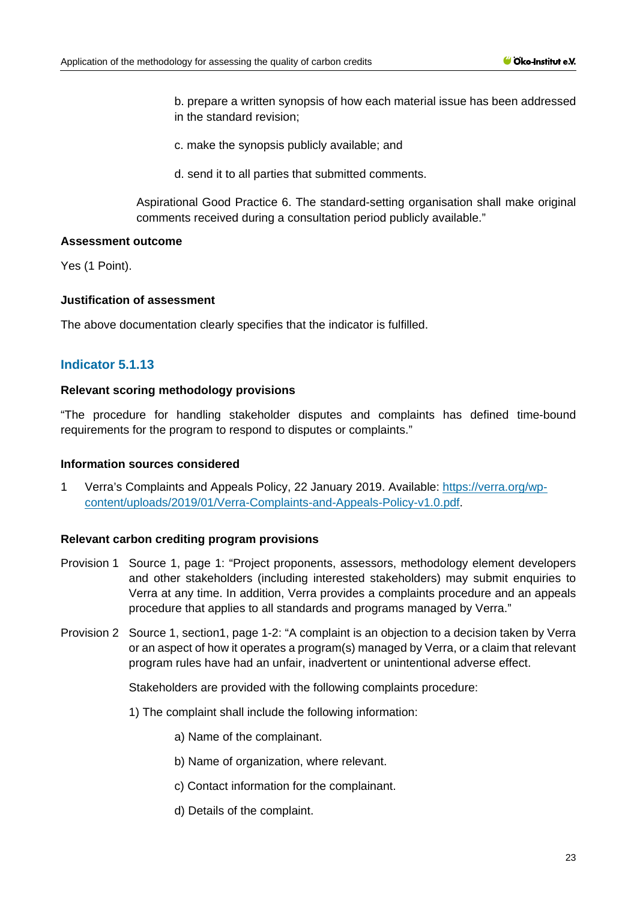b. prepare a written synopsis of how each material issue has been addressed in the standard revision;

c. make the synopsis publicly available; and

d. send it to all parties that submitted comments.

Aspirational Good Practice 6. The standard-setting organisation shall make original comments received during a consultation period publicly available."

**Assessment outcome**

Yes (1 Point).

**Justification of assessment**

The above documentation clearly specifies that the indicator is fulfilled.

## Indicator 5.1.13

**Relevant scoring methodology provisions**

"The procedure for handling stakeholder disputes and complaints has defined time-bound requirements for the program to respond to disputes or complaints."

**Information sources considered**

1 Verra's Complaints and Appeals Policy, 22 January 2019. Available: https://verra.org/wp-content/uploads/2019/01/Verra-Complaints-and-Appeals-Policy-v1.0.pdf.

**Relevant carbon crediting program provisions**

Provision 1 Source 1, page 1: "Project proponents, assessors, methodology element developers and other stakeholders (including interested stakeholders) may submit enquiries to Verra at any time. In addition, Verra provides a complaints procedure and an appeals procedure that applies to all standards and programs managed by Verra."

Provision 2 Source 1, section1, page 1-2: "A complaint is an objection to a decision taken by Verra or an aspect of how it operates a program(s) managed by Verra, or a claim that relevant program rules have had an unfair, inadvertent or unintentional adverse effect.

Stakeholders are provided with the following complaints procedure:

1) The complaint shall include the following information:

a) Name of the complainant.

b) Name of organization, where relevant.

c) Contact information for the complainant.

d) Details of the complaint.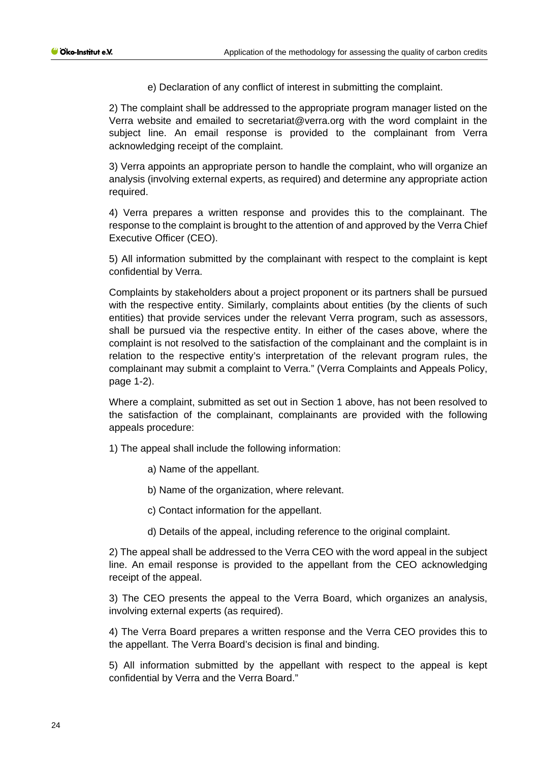e) Declaration of any conflict of interest in submitting the complaint.

2) The complaint shall be addressed to the appropriate program manager listed on the Verra website and emailed to secretariat@verra.org with the word complaint in the subject line. An email response is provided to the complainant from Verra acknowledging receipt of the complaint.

3) Verra appoints an appropriate person to handle the complaint, who will organize an analysis (involving external experts, as required) and determine any appropriate action required.

4) Verra prepares a written response and provides this to the complainant. The response to the complaint is brought to the attention of and approved by the Verra Chief Executive Officer (CEO).

5) All information submitted by the complainant with respect to the complaint is kept confidential by Verra.

Complaints by stakeholders about a project proponent or its partners shall be pursued with the respective entity. Similarly, complaints about entities (by the clients of such entities) that provide services under the relevant Verra program, such as assessors, shall be pursued via the respective entity. In either of the cases above, where the complaint is not resolved to the satisfaction of the complainant and the complaint is in relation to the respective entity's interpretation of the relevant program rules, the complainant may submit a complaint to Verra." (Verra Complaints and Appeals Policy, page 1-2).

Where a complaint, submitted as set out in Section 1 above, has not been resolved to the satisfaction of the complainant, complainants are provided with the following appeals procedure:

1) The appeal shall include the following information:

a) Name of the appellant.

b) Name of the organization, where relevant.

c) Contact information for the appellant.

d) Details of the appeal, including reference to the original complaint.

2) The appeal shall be addressed to the Verra CEO with the word appeal in the subject line. An email response is provided to the appellant from the CEO acknowledging receipt of the appeal.

3) The CEO presents the appeal to the Verra Board, which organizes an analysis, involving external experts (as required).

4) The Verra Board prepares a written response and the Verra CEO provides this to the appellant. The Verra Board's decision is final and binding.

5) All information submitted by the appellant with respect to the appeal is kept confidential by Verra and the Verra Board."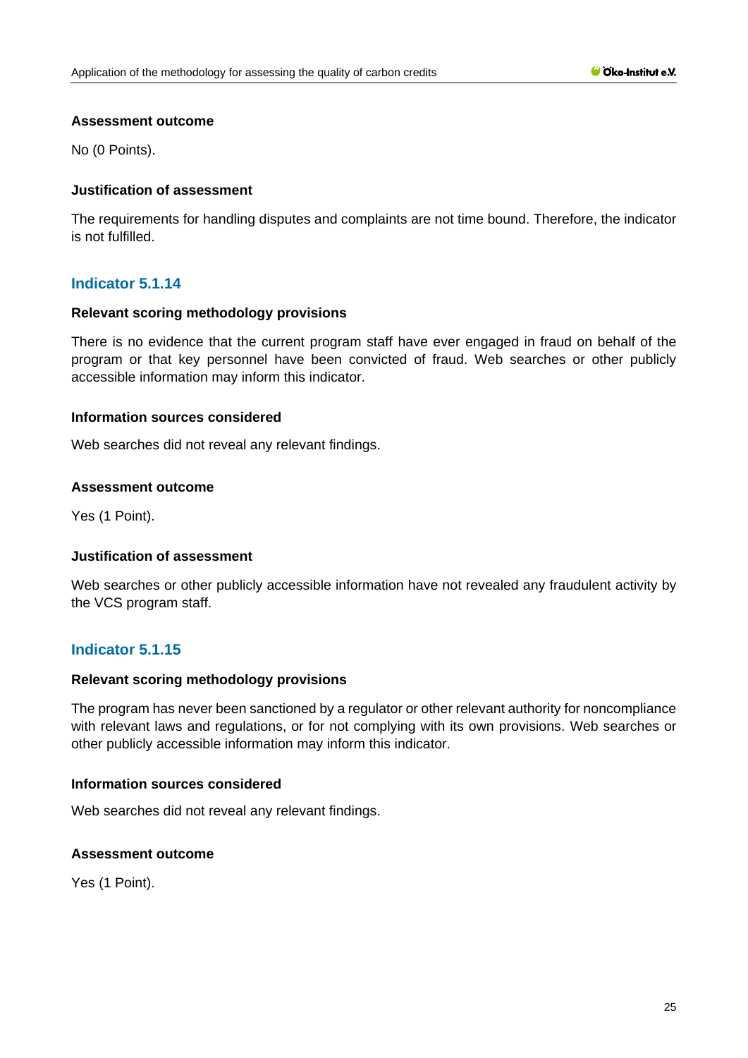**Assessment outcome**

No (0 Points).

**Justification of assessment**

The requirements for handling disputes and complaints are not time bound. Therefore, the indicator is not fulfilled.

### Indicator 5.1.14

**Relevant scoring methodology provisions**

There is no evidence that the current program staff have ever engaged in fraud on behalf of the program or that key personnel have been convicted of fraud. Web searches or other publicly accessible information may inform this indicator.

**Information sources considered**

Web searches did not reveal any relevant findings.

**Assessment outcome**

Yes (1 Point).

**Justification of assessment**

Web searches or other publicly accessible information have not revealed any fraudulent activity by the VCS program staff.

### Indicator 5.1.15

**Relevant scoring methodology provisions**

The program has never been sanctioned by a regulator or other relevant authority for noncompliance with relevant laws and regulations, or for not complying with its own provisions. Web searches or other publicly accessible information may inform this indicator.

**Information sources considered**

Web searches did not reveal any relevant findings.

**Assessment outcome**

Yes (1 Point).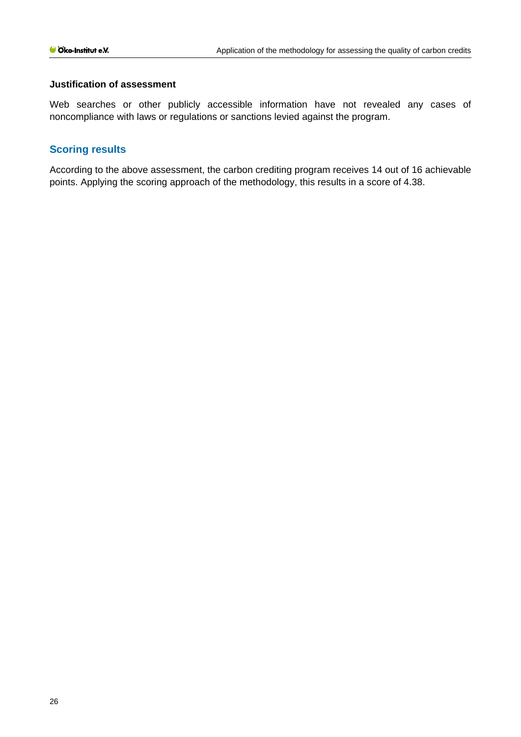**Justification of assessment**

Web searches or other publicly accessible information have not revealed any cases of noncompliance with laws or regulations or sanctions levied against the program.

## Scoring results

According to the above assessment, the carbon crediting program receives 14 out of 16 achievable points. Applying the scoring approach of the methodology, this results in a score of 4.38.